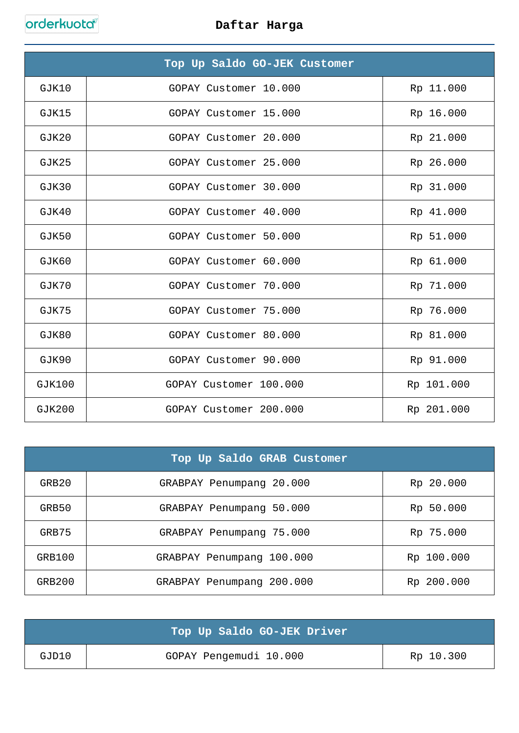orderkuota

# Daftar Harga

| Top Up Saldo GO-JEK Customer | | |
|---|---|---|
| GJK10 | GOPAY Customer 10.000 | Rp 11.000 |
| GJK15 | GOPAY Customer 15.000 | Rp 16.000 |
| GJK20 | GOPAY Customer 20.000 | Rp 21.000 |
| GJK25 | GOPAY Customer 25.000 | Rp 26.000 |
| GJK30 | GOPAY Customer 30.000 | Rp 31.000 |
| GJK40 | GOPAY Customer 40.000 | Rp 41.000 |
| GJK50 | GOPAY Customer 50.000 | Rp 51.000 |
| GJK60 | GOPAY Customer 60.000 | Rp 61.000 |
| GJK70 | GOPAY Customer 70.000 | Rp 71.000 |
| GJK75 | GOPAY Customer 75.000 | Rp 76.000 |
| GJK80 | GOPAY Customer 80.000 | Rp 81.000 |
| GJK90 | GOPAY Customer 90.000 | Rp 91.000 |
| GJK100 | GOPAY Customer 100.000 | Rp 101.000 |
| GJK200 | GOPAY Customer 200.000 | Rp 201.000 |

| Top Up Saldo GRAB Customer | | |
|---|---|---|
| GRB20 | GRABPAY Penumpang 20.000 | Rp 20.000 |
| GRB50 | GRABPAY Penumpang 50.000 | Rp 50.000 |
| GRB75 | GRABPAY Penumpang 75.000 | Rp 75.000 |
| GRB100 | GRABPAY Penumpang 100.000 | Rp 100.000 |
| GRB200 | GRABPAY Penumpang 200.000 | Rp 200.000 |

| Top Up Saldo GO-JEK Driver | | |
|---|---|---|
| GJD10 | GOPAY Pengemudi 10.000 | Rp 10.300 |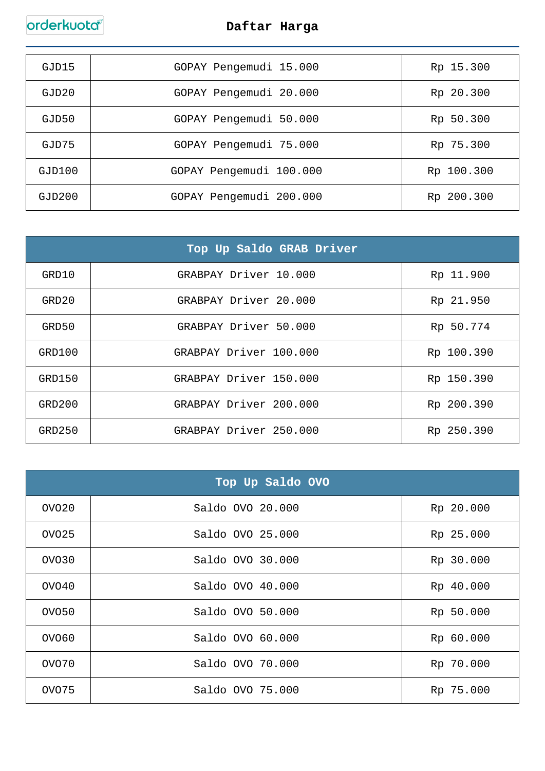| GJD15 | GOPAY Pengemudi 15.000 | Rp 15.300 |
|---|---|---|
| GJD20 | GOPAY Pengemudi 20.000 | Rp 20.300 |
| GJD50 | GOPAY Pengemudi 50.000 | Rp 50.300 |
| GJD75 | GOPAY Pengemudi 75.000 | Rp 75.300 |
| GJD100 | GOPAY Pengemudi 100.000 | Rp 100.300 |
| GJD200 | GOPAY Pengemudi 200.000 | Rp 200.300 |

| Top Up Saldo GRAB Driver | | |
|---|---|---|
| GRD10 | GRABPAY Driver 10.000 | Rp 11.900 |
| GRD20 | GRABPAY Driver 20.000 | Rp 21.950 |
| GRD50 | GRABPAY Driver 50.000 | Rp 50.774 |
| GRD100 | GRABPAY Driver 100.000 | Rp 100.390 |
| GRD150 | GRABPAY Driver 150.000 | Rp 150.390 |
| GRD200 | GRABPAY Driver 200.000 | Rp 200.390 |
| GRD250 | GRABPAY Driver 250.000 | Rp 250.390 |

| Top Up Saldo OVO | | |
|---|---|---|
| OVO20 | Saldo OVO 20.000 | Rp 20.000 |
| OVO25 | Saldo OVO 25.000 | Rp 25.000 |
| OVO30 | Saldo OVO 30.000 | Rp 30.000 |
| OVO40 | Saldo OVO 40.000 | Rp 40.000 |
| OVO50 | Saldo OVO 50.000 | Rp 50.000 |
| OVO60 | Saldo OVO 60.000 | Rp 60.000 |
| OVO70 | Saldo OVO 70.000 | Rp 70.000 |
| OVO75 | Saldo OVO 75.000 | Rp 75.000 |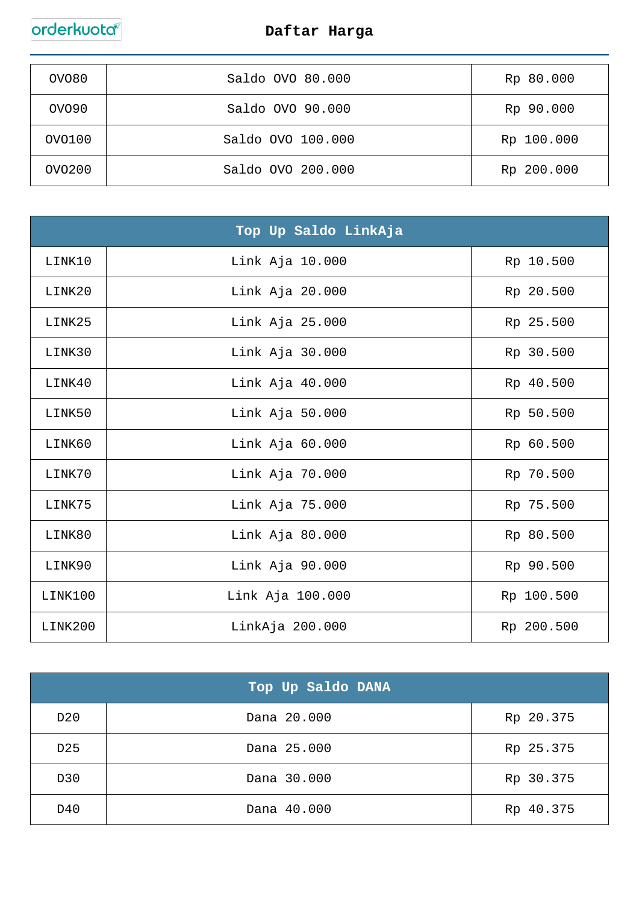| OVO80 | Saldo OVO 80.000 | Rp 80.000 |
|---|---|---|
| OVO90 | Saldo OVO 90.000 | Rp 90.000 |
| OVO100 | Saldo OVO 100.000 | Rp 100.000 |
| OVO200 | Saldo OVO 200.000 | Rp 200.000 |

| Top Up Saldo LinkAja | | |
|---|---|---|
| LINK10 | Link Aja 10.000 | Rp 10.500 |
| LINK20 | Link Aja 20.000 | Rp 20.500 |
| LINK25 | Link Aja 25.000 | Rp 25.500 |
| LINK30 | Link Aja 30.000 | Rp 30.500 |
| LINK40 | Link Aja 40.000 | Rp 40.500 |
| LINK50 | Link Aja 50.000 | Rp 50.500 |
| LINK60 | Link Aja 60.000 | Rp 60.500 |
| LINK70 | Link Aja 70.000 | Rp 70.500 |
| LINK75 | Link Aja 75.000 | Rp 75.500 |
| LINK80 | Link Aja 80.000 | Rp 80.500 |
| LINK90 | Link Aja 90.000 | Rp 90.500 |
| LINK100 | Link Aja 100.000 | Rp 100.500 |
| LINK200 | LinkAja 200.000 | Rp 200.500 |

| Top Up Saldo DANA | | |
|---|---|---|
| D20 | Dana 20.000 | Rp 20.375 |
| D25 | Dana 25.000 | Rp 25.375 |
| D30 | Dana 30.000 | Rp 30.375 |
| D40 | Dana 40.000 | Rp 40.375 |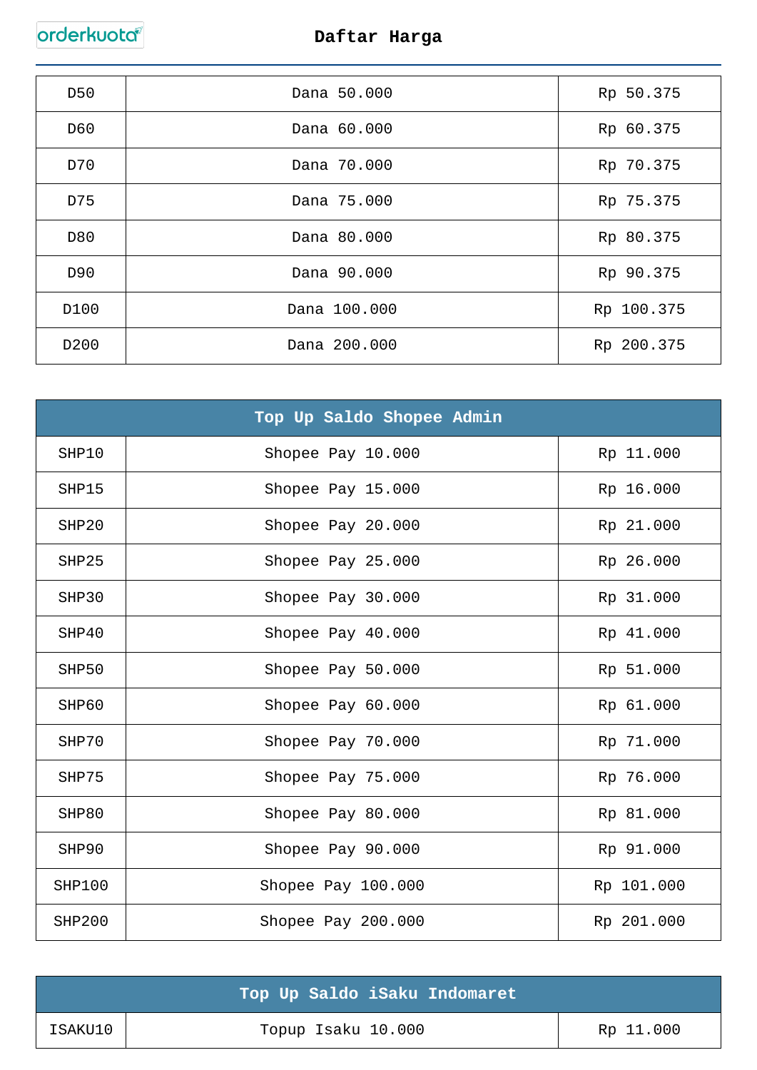| D50 | Dana 50.000 | Rp 50.375 |
|---|---|---|
| D60 | Dana 60.000 | Rp 60.375 |
| D70 | Dana 70.000 | Rp 70.375 |
| D75 | Dana 75.000 | Rp 75.375 |
| D80 | Dana 80.000 | Rp 80.375 |
| D90 | Dana 90.000 | Rp 90.375 |
| D100 | Dana 100.000 | Rp 100.375 |
| D200 | Dana 200.000 | Rp 200.375 |

| Top Up Saldo Shopee Admin | | |
|---|---|---|
| SHP10 | Shopee Pay 10.000 | Rp 11.000 |
| SHP15 | Shopee Pay 15.000 | Rp 16.000 |
| SHP20 | Shopee Pay 20.000 | Rp 21.000 |
| SHP25 | Shopee Pay 25.000 | Rp 26.000 |
| SHP30 | Shopee Pay 30.000 | Rp 31.000 |
| SHP40 | Shopee Pay 40.000 | Rp 41.000 |
| SHP50 | Shopee Pay 50.000 | Rp 51.000 |
| SHP60 | Shopee Pay 60.000 | Rp 61.000 |
| SHP70 | Shopee Pay 70.000 | Rp 71.000 |
| SHP75 | Shopee Pay 75.000 | Rp 76.000 |
| SHP80 | Shopee Pay 80.000 | Rp 81.000 |
| SHP90 | Shopee Pay 90.000 | Rp 91.000 |
| SHP100 | Shopee Pay 100.000 | Rp 101.000 |
| SHP200 | Shopee Pay 200.000 | Rp 201.000 |

| Top Up Saldo iSaku Indomaret | | |
|---|---|---|
| ISAKU10 | Topup Isaku 10.000 | Rp 11.000 |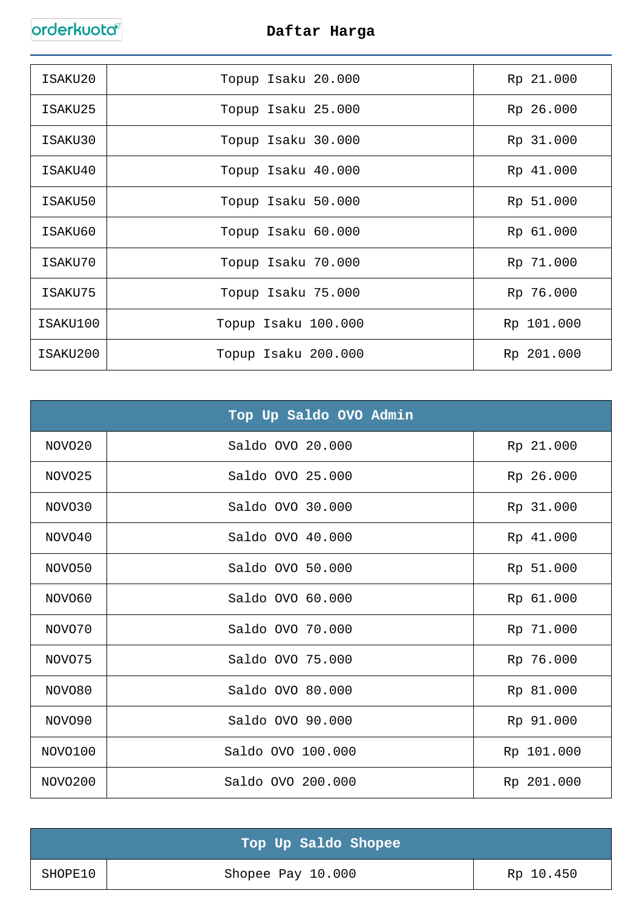| | | |
|---|---|---|
| ISAKU20 | Topup Isaku 20.000 | Rp 21.000 |
| ISAKU25 | Topup Isaku 25.000 | Rp 26.000 |
| ISAKU30 | Topup Isaku 30.000 | Rp 31.000 |
| ISAKU40 | Topup Isaku 40.000 | Rp 41.000 |
| ISAKU50 | Topup Isaku 50.000 | Rp 51.000 |
| ISAKU60 | Topup Isaku 60.000 | Rp 61.000 |
| ISAKU70 | Topup Isaku 70.000 | Rp 71.000 |
| ISAKU75 | Topup Isaku 75.000 | Rp 76.000 |
| ISAKU100 | Topup Isaku 100.000 | Rp 101.000 |
| ISAKU200 | Topup Isaku 200.000 | Rp 201.000 |

| Top Up Saldo OVO Admin | | |
|---|---|---|
| NOVO20 | Saldo OVO 20.000 | Rp 21.000 |
| NOVO25 | Saldo OVO 25.000 | Rp 26.000 |
| NOVO30 | Saldo OVO 30.000 | Rp 31.000 |
| NOVO40 | Saldo OVO 40.000 | Rp 41.000 |
| NOVO50 | Saldo OVO 50.000 | Rp 51.000 |
| NOVO60 | Saldo OVO 60.000 | Rp 61.000 |
| NOVO70 | Saldo OVO 70.000 | Rp 71.000 |
| NOVO75 | Saldo OVO 75.000 | Rp 76.000 |
| NOVO80 | Saldo OVO 80.000 | Rp 81.000 |
| NOVO90 | Saldo OVO 90.000 | Rp 91.000 |
| NOVO100 | Saldo OVO 100.000 | Rp 101.000 |
| NOVO200 | Saldo OVO 200.000 | Rp 201.000 |

| Top Up Saldo Shopee | | |
|---|---|---|
| SHOPE10 | Shopee Pay 10.000 | Rp 10.450 |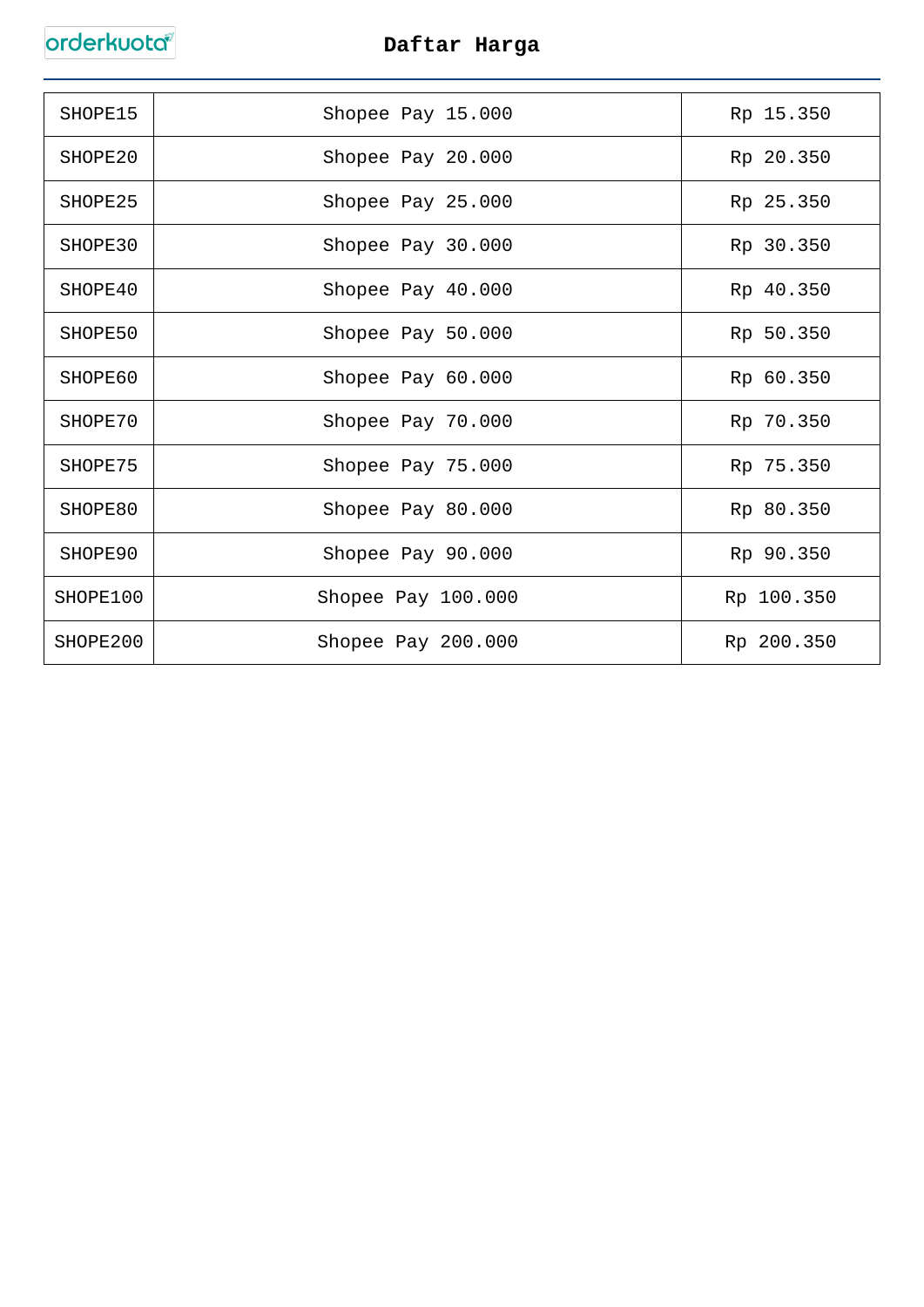orderkuota

# Daftar Harga

| | | |
|---|---|---|
| SHOPE15 | Shopee Pay 15.000 | Rp 15.350 |
| SHOPE20 | Shopee Pay 20.000 | Rp 20.350 |
| SHOPE25 | Shopee Pay 25.000 | Rp 25.350 |
| SHOPE30 | Shopee Pay 30.000 | Rp 30.350 |
| SHOPE40 | Shopee Pay 40.000 | Rp 40.350 |
| SHOPE50 | Shopee Pay 50.000 | Rp 50.350 |
| SHOPE60 | Shopee Pay 60.000 | Rp 60.350 |
| SHOPE70 | Shopee Pay 70.000 | Rp 70.350 |
| SHOPE75 | Shopee Pay 75.000 | Rp 75.350 |
| SHOPE80 | Shopee Pay 80.000 | Rp 80.350 |
| SHOPE90 | Shopee Pay 90.000 | Rp 90.350 |
| SHOPE100 | Shopee Pay 100.000 | Rp 100.350 |
| SHOPE200 | Shopee Pay 200.000 | Rp 200.350 |